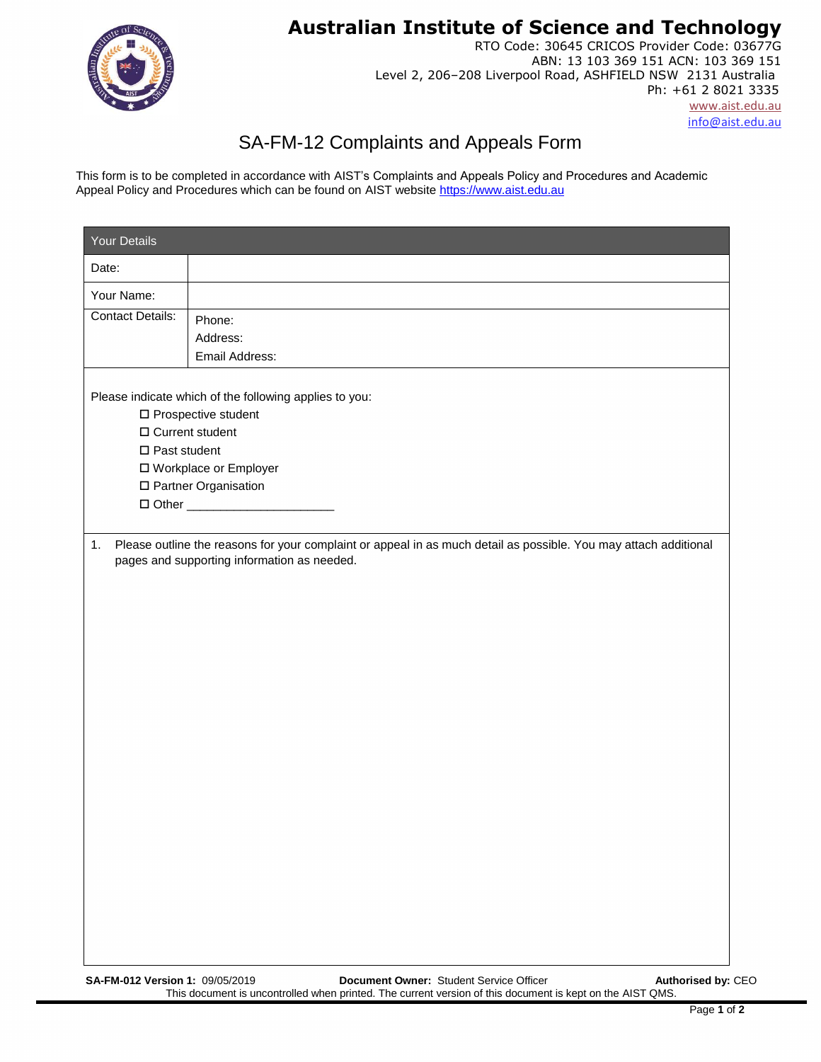# Australian Institute of Science and Technology

RTO Code: 30645 CRICOS Provider Code: 03677G
ABN: 13 103 369 151 ACN: 103 369 151
Level 2, 206–208 Liverpool Road, ASHFIELD NSW 2131 Australia
Ph: +61 2 8021 3335
www.aist.edu.au
info@aist.edu.au

## SA-FM-12 Complaints and Appeals Form

This form is to be completed in accordance with AIST's Complaints and Appeals Policy and Procedures and Academic Appeal Policy and Procedures which can be found on AIST website https://www.aist.edu.au

| Your Details | |
|---|---|
| Date: | |
| Your Name: | |
| Contact Details: | Phone:<br>Address:<br>Email Address: |

Please indicate which of the following applies to you:

- ☐ Prospective student
- ☐ Current student
- ☐ Past student
- ☐ Workplace or Employer
- ☐ Partner Organisation
- ☐ Other ______________________

1. Please outline the reasons for your complaint or appeal in as much detail as possible. You may attach additional pages and supporting information as needed.

**SA-FM-012 Version 1:** 09/05/2019 **Document Owner:** Student Service Officer **Authorised by:** CEO
This document is uncontrolled when printed. The current version of this document is kept on the AIST QMS.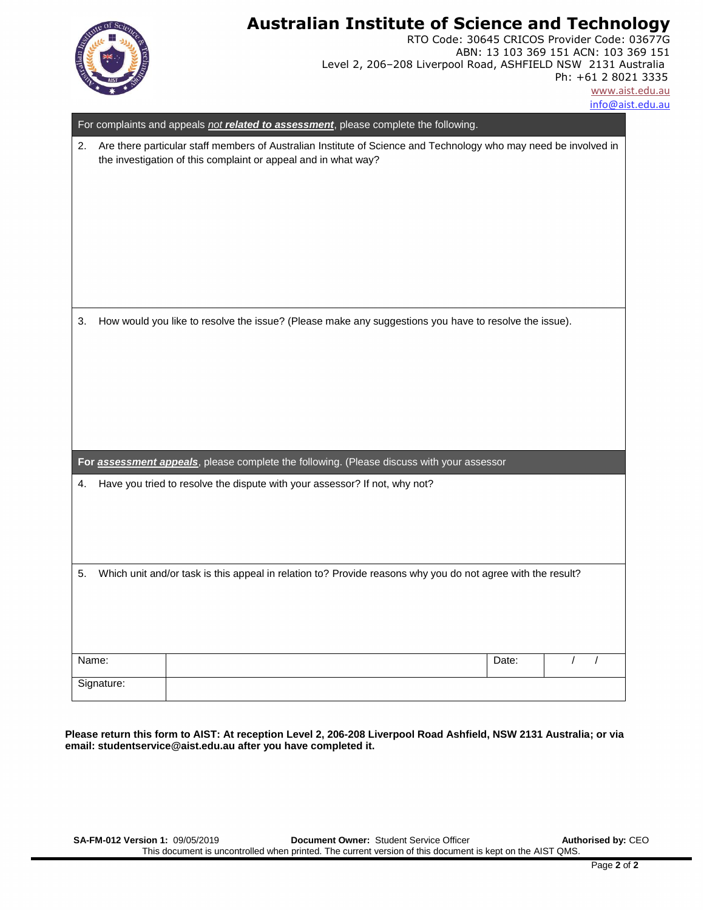# Australian Institute of Science and Technology

RTO Code: 30645 CRICOS Provider Code: 03677G
ABN: 13 103 369 151 ACN: 103 369 151
Level 2, 206–208 Liverpool Road, ASHFIELD NSW 2131 Australia
Ph: +61 2 8021 3335
www.aist.edu.au
info@aist.edu.au

| For complaints and appeals ***not related to assessment***, please complete the following. |
|---|
| 2. Are there particular staff members of Australian Institute of Science and Technology who may need be involved in the investigation of this complaint or appeal and in what way? |
| 3. How would you like to resolve the issue? (Please make any suggestions you have to resolve the issue). |

| **For *assessment appeals***, please complete the following. (Please discuss with your assessor |
|---|
| 4. Have you tried to resolve the dispute with your assessor? If not, why not? |
| 5. Which unit and/or task is this appeal in relation to? Provide reasons why you do not agree with the result? |

| | | | |
|---|---|---|---|
| Name: | | Date: | / / |
| Signature: | | | |

**Please return this form to AIST: At reception Level 2, 206-208 Liverpool Road Ashfield, NSW 2131 Australia; or via email: studentservice@aist.edu.au after you have completed it.**

**SA-FM-012 Version 1:** 09/05/2019 **Document Owner:** Student Service Officer **Authorised by:** CEO
This document is uncontrolled when printed. The current version of this document is kept on the AIST QMS.